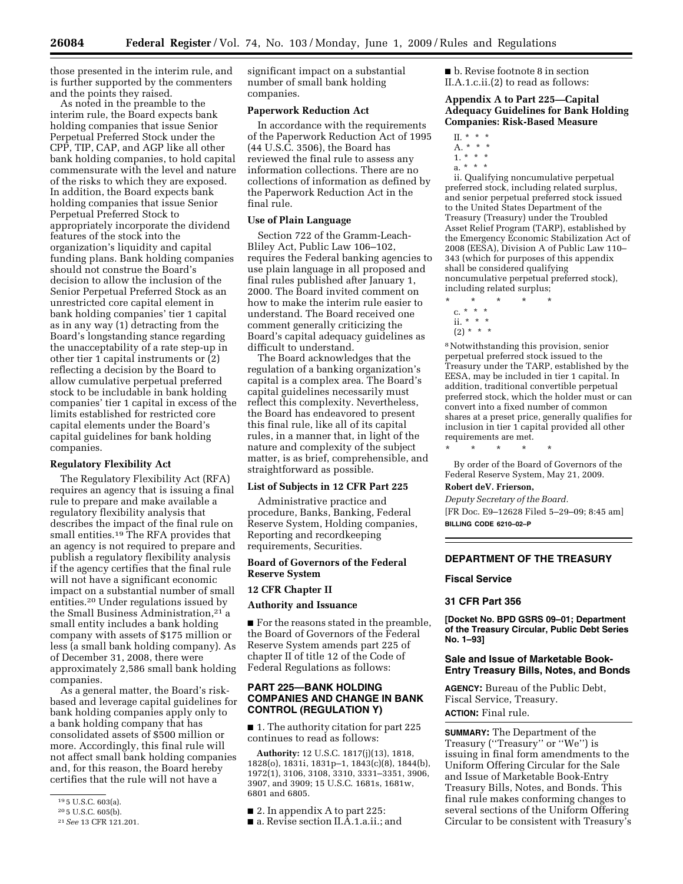those presented in the interim rule, and is further supported by the commenters and the points they raised.

As noted in the preamble to the interim rule, the Board expects bank holding companies that issue Senior Perpetual Preferred Stock under the CPP, TIP, CAP, and AGP like all other bank holding companies, to hold capital commensurate with the level and nature of the risks to which they are exposed. In addition, the Board expects bank holding companies that issue Senior Perpetual Preferred Stock to appropriately incorporate the dividend features of the stock into the organization's liquidity and capital funding plans. Bank holding companies should not construe the Board's decision to allow the inclusion of the Senior Perpetual Preferred Stock as an unrestricted core capital element in bank holding companies' tier 1 capital as in any way (1) detracting from the Board's longstanding stance regarding the unacceptability of a rate step-up in other tier 1 capital instruments or (2) reflecting a decision by the Board to allow cumulative perpetual preferred stock to be includable in bank holding companies' tier 1 capital in excess of the limits established for restricted core capital elements under the Board's capital guidelines for bank holding companies.

**Regulatory Flexibility Act**

The Regulatory Flexibility Act (RFA) requires an agency that is issuing a final rule to prepare and make available a regulatory flexibility analysis that describes the impact of the final rule on small entities.[19] The RFA provides that an agency is not required to prepare and publish a regulatory flexibility analysis if the agency certifies that the final rule will not have a significant economic impact on a substantial number of small entities.[20] Under regulations issued by the Small Business Administration,[21] a small entity includes a bank holding company with assets of $175 million or less (a small bank holding company). As of December 31, 2008, there were approximately 2,586 small bank holding companies.

As a general matter, the Board's risk-based and leverage capital guidelines for bank holding companies apply only to a bank holding company that has consolidated assets of $500 million or more. Accordingly, this final rule will not affect small bank holding companies and, for this reason, the Board hereby certifies that the rule will not have a significant impact on a substantial number of small bank holding companies.

[19] 5 U.S.C. 603(a).

[20] 5 U.S.C. 605(b).

[21] *See* 13 CFR 121.201.

**Paperwork Reduction Act**

In accordance with the requirements of the Paperwork Reduction Act of 1995 (44 U.S.C. 3506), the Board has reviewed the final rule to assess any information collections. There are no collections of information as defined by the Paperwork Reduction Act in the final rule.

**Use of Plain Language**

Section 722 of the Gramm-Leach-Bliley Act, Public Law 106–102, requires the Federal banking agencies to use plain language in all proposed and final rules published after January 1, 2000. The Board invited comment on how to make the interim rule easier to understand. The Board received one comment generally criticizing the Board's capital adequacy guidelines as difficult to understand.

The Board acknowledges that the regulation of a banking organization's capital is a complex area. The Board's capital guidelines necessarily must reflect this complexity. Nevertheless, the Board has endeavored to present this final rule, like all of its capital rules, in a manner that, in light of the nature and complexity of the subject matter, is as brief, comprehensible, and straightforward as possible.

**List of Subjects in 12 CFR Part 225**

Administrative practice and procedure, Banks, Banking, Federal Reserve System, Holding companies, Reporting and recordkeeping requirements, Securities.

**Board of Governors of the Federal Reserve System**

**12 CFR Chapter II**

**Authority and Issuance**

■ For the reasons stated in the preamble, the Board of Governors of the Federal Reserve System amends part 225 of chapter II of title 12 of the Code of Federal Regulations as follows:

**PART 225—BANK HOLDING COMPANIES AND CHANGE IN BANK CONTROL (REGULATION Y)**

■ 1. The authority citation for part 225 continues to read as follows:

**Authority:** 12 U.S.C. 1817(j)(13), 1818, 1828(o), 1831i, 1831p–1, 1843(c)(8), 1844(b), 1972(1), 3106, 3108, 3310, 3331–3351, 3906, 3907, and 3909; 15 U.S.C. 1681s, 1681w, 6801 and 6805.

■ 2. In appendix A to part 225:

■ a. Revise section II.A.1.a.ii.; and

■ b. Revise footnote 8 in section II.A.1.c.ii.(2) to read as follows:

**Appendix A to Part 225—Capital Adequacy Guidelines for Bank Holding Companies: Risk-Based Measure**

II. * * *

A. * * *

1. * * *

a. * * *

ii. Qualifying noncumulative perpetual preferred stock, including related surplus, and senior perpetual preferred stock issued to the United States Department of the Treasury (Treasury) under the Troubled Asset Relief Program (TARP), established by the Emergency Economic Stabilization Act of 2008 (EESA), Division A of Public Law 110–343 (which for purposes of this appendix shall be considered qualifying noncumulative perpetual preferred stock), including related surplus;

\* \* \* \* \*

c. * * *

ii. * * *

(2) * * *

[8] Notwithstanding this provision, senior perpetual preferred stock issued to the Treasury under the TARP, established by the EESA, may be included in tier 1 capital. In addition, traditional convertible perpetual preferred stock, which the holder must or can convert into a fixed number of common shares at a preset price, generally qualifies for inclusion in tier 1 capital provided all other requirements are met.

\* \* \* \* \*

By order of the Board of Governors of the Federal Reserve System, May 21, 2009.

**Robert deV. Frierson,**

*Deputy Secretary of the Board.*

[FR Doc. E9–12628 Filed 5–29–09; 8:45 am]

**BILLING CODE 6210–02–P**

**DEPARTMENT OF THE TREASURY**

**Fiscal Service**

**31 CFR Part 356**

**[Docket No. BPD GSRS 09–01; Department of the Treasury Circular, Public Debt Series No. 1–93]**

**Sale and Issue of Marketable Book-Entry Treasury Bills, Notes, and Bonds**

**AGENCY:** Bureau of the Public Debt, Fiscal Service, Treasury.

**ACTION:** Final rule.

**SUMMARY:** The Department of the Treasury (''Treasury'' or ''We'') is issuing in final form amendments to the Uniform Offering Circular for the Sale and Issue of Marketable Book-Entry Treasury Bills, Notes, and Bonds. This final rule makes conforming changes to several sections of the Uniform Offering Circular to be consistent with Treasury's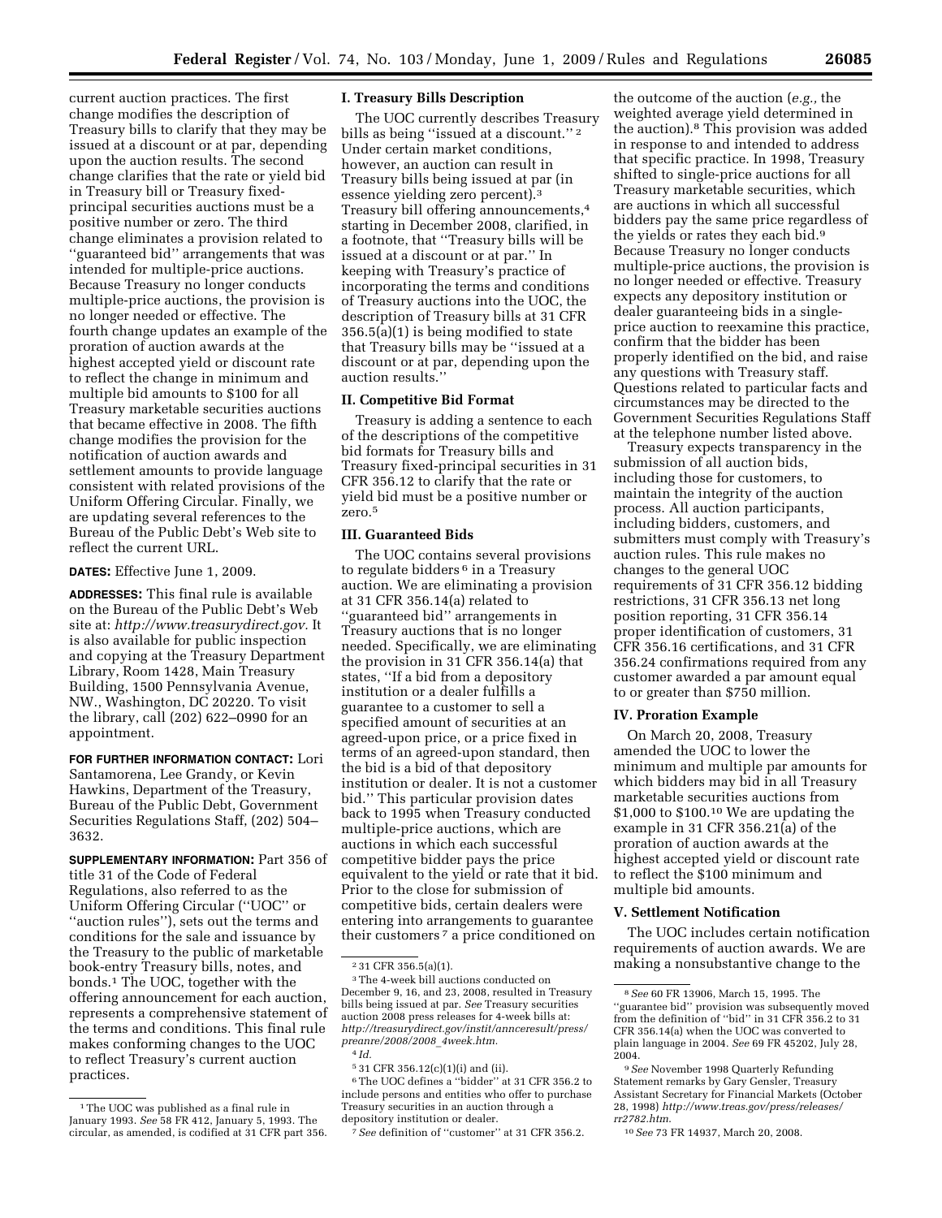current auction practices. The first change modifies the description of Treasury bills to clarify that they may be issued at a discount or at par, depending upon the auction results. The second change clarifies that the rate or yield bid in Treasury bill or Treasury fixed-principal securities auctions must be a positive number or zero. The third change eliminates a provision related to ''guaranteed bid'' arrangements that was intended for multiple-price auctions. Because Treasury no longer conducts multiple-price auctions, the provision is no longer needed or effective. The fourth change updates an example of the proration of auction awards at the highest accepted yield or discount rate to reflect the change in minimum and multiple bid amounts to $100 for all Treasury marketable securities auctions that became effective in 2008. The fifth change modifies the provision for the notification of auction awards and settlement amounts to provide language consistent with related provisions of the Uniform Offering Circular. Finally, we are updating several references to the Bureau of the Public Debt's Web site to reflect the current URL.

**DATES:** Effective June 1, 2009.

**ADDRESSES:** This final rule is available on the Bureau of the Public Debt's Web site at: *http://www.treasurydirect.gov.* It is also available for public inspection and copying at the Treasury Department Library, Room 1428, Main Treasury Building, 1500 Pennsylvania Avenue, NW., Washington, DC 20220. To visit the library, call (202) 622–0990 for an appointment.

**FOR FURTHER INFORMATION CONTACT:** Lori Santamorena, Lee Grandy, or Kevin Hawkins, Department of the Treasury, Bureau of the Public Debt, Government Securities Regulations Staff, (202) 504–3632.

**SUPPLEMENTARY INFORMATION:** Part 356 of title 31 of the Code of Federal Regulations, also referred to as the Uniform Offering Circular (''UOC'' or ''auction rules''), sets out the terms and conditions for the sale and issuance by the Treasury to the public of marketable book-entry Treasury bills, notes, and bonds.[1] The UOC, together with the offering announcement for each auction, represents a comprehensive statement of the terms and conditions. This final rule makes conforming changes to the UOC to reflect Treasury's current auction practices.

## I. Treasury Bills Description

The UOC currently describes Treasury bills as being ''issued at a discount.''[2] Under certain market conditions, however, an auction can result in Treasury bills being issued at par (in essence yielding zero percent).[3] Treasury bill offering announcements,[4] starting in December 2008, clarified, in a footnote, that ''Treasury bills will be issued at a discount or at par.'' In keeping with Treasury's practice of incorporating the terms and conditions of Treasury auctions into the UOC, the description of Treasury bills at 31 CFR 356.5(a)(1) is being modified to state that Treasury bills may be ''issued at a discount or at par, depending upon the auction results.''

## II. Competitive Bid Format

Treasury is adding a sentence to each of the descriptions of the competitive bid formats for Treasury bills and Treasury fixed-principal securities in 31 CFR 356.12 to clarify that the rate or yield bid must be a positive number or zero.[5]

## III. Guaranteed Bids

The UOC contains several provisions to regulate bidders[6] in a Treasury auction. We are eliminating a provision at 31 CFR 356.14(a) related to ''guaranteed bid'' arrangements in Treasury auctions that is no longer needed. Specifically, we are eliminating the provision in 31 CFR 356.14(a) that states, ''If a bid from a depository institution or a dealer fulfills a guarantee to a customer to sell a specified amount of securities at an agreed-upon price, or a price fixed in terms of an agreed-upon standard, then the bid is a bid of that depository institution or dealer. It is not a customer bid.'' This particular provision dates back to 1995 when Treasury conducted multiple-price auctions, which are auctions in which each successful competitive bidder pays the price equivalent to the yield or rate that it bid. Prior to the close for submission of competitive bids, certain dealers were entering into arrangements to guarantee their customers[7] a price conditioned on the outcome of the auction (*e.g.,* the weighted average yield determined in the auction).[8] This provision was added in response to and intended to address that specific practice. In 1998, Treasury shifted to single-price auctions for all Treasury marketable securities, which are auctions in which all successful bidders pay the same price regardless of the yields or rates they each bid.[9] Because Treasury no longer conducts multiple-price auctions, the provision is no longer needed or effective. Treasury expects any depository institution or dealer guaranteeing bids in a single-price auction to reexamine this practice, confirm that the bidder has been properly identified on the bid, and raise any questions with Treasury staff. Questions related to particular facts and circumstances may be directed to the Government Securities Regulations Staff at the telephone number listed above.

Treasury expects transparency in the submission of all auction bids, including those for customers, to maintain the integrity of the auction process. All auction participants, including bidders, customers, and submitters must comply with Treasury's auction rules. This rule makes no changes to the general UOC requirements of 31 CFR 356.12 bidding restrictions, 31 CFR 356.13 net long position reporting, 31 CFR 356.14 proper identification of customers, 31 CFR 356.16 certifications, and 31 CFR 356.24 confirmations required from any customer awarded a par amount equal to or greater than $750 million.

## IV. Proration Example

On March 20, 2008, Treasury amended the UOC to lower the minimum and multiple par amounts for which bidders may bid in all Treasury marketable securities auctions from $1,000 to $100.[10] We are updating the example in 31 CFR 356.21(a) of the proration of auction awards at the highest accepted yield or discount rate to reflect the $100 minimum and multiple bid amounts.

## V. Settlement Notification

The UOC includes certain notification requirements of auction awards. We are making a nonsubstantive change to the

---

[1] The UOC was published as a final rule in January 1993. *See* 58 FR 412, January 5, 1993. The circular, as amended, is codified at 31 CFR part 356.

[2] 31 CFR 356.5(a)(1).

[3] The 4-week bill auctions conducted on December 9, 16, and 23, 2008, resulted in Treasury bills being issued at par. *See* Treasury securities auction 2008 press releases for 4-week bills at: *http://treasurydirect.gov/instit/annceresult/press/preanre/2008/2008_4week.htm.*

[4] *Id.*

[5] 31 CFR 356.12(c)(1)(i) and (ii).

[6] The UOC defines a ''bidder'' at 31 CFR 356.2 to include persons and entities who offer to purchase Treasury securities in an auction through a depository institution or dealer.

[7] *See* definition of ''customer'' at 31 CFR 356.2.

[8] *See* 60 FR 13906, March 15, 1995. The ''guarantee bid'' provision was subsequently moved from the definition of ''bid'' in 31 CFR 356.2 to 31 CFR 356.14(a) when the UOC was converted to plain language in 2004. *See* 69 FR 45202, July 28, 2004.

[9] *See* November 1998 Quarterly Refunding Statement remarks by Gary Gensler, Treasury Assistant Secretary for Financial Markets (October 28, 1998) *http://www.treas.gov/press/releases/rr2782.htm.*

[10] *See* 73 FR 14937, March 20, 2008.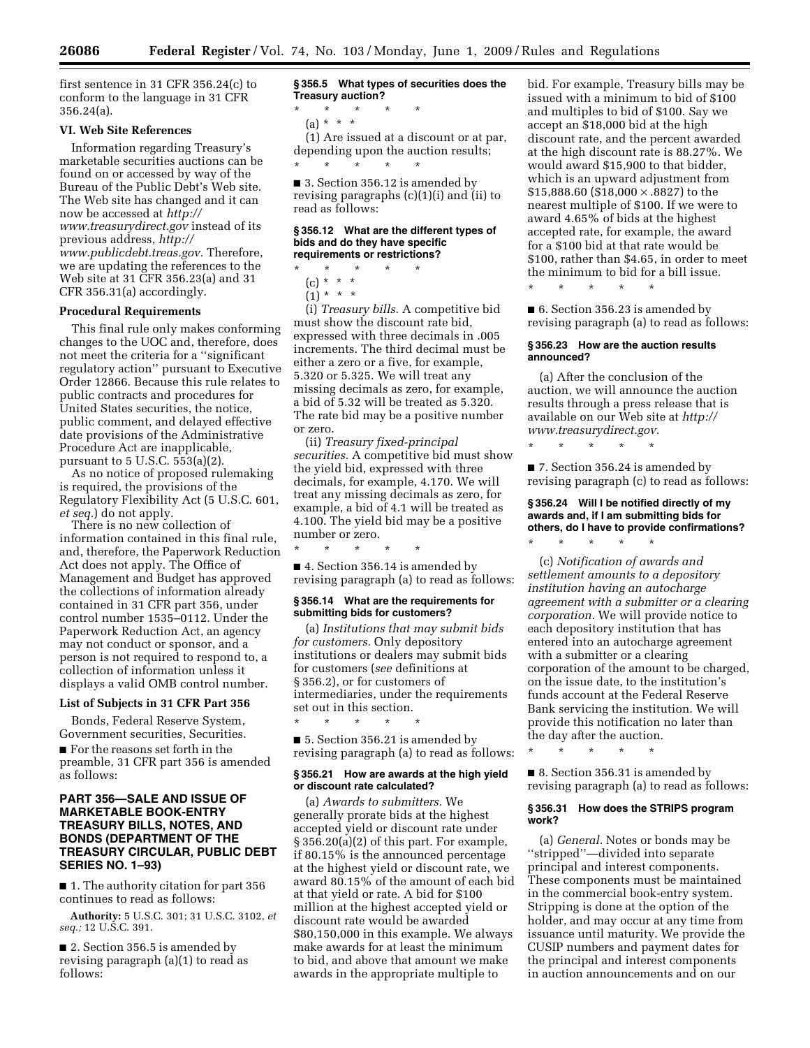first sentence in 31 CFR 356.24(c) to conform to the language in 31 CFR 356.24(a).

### VI. Web Site References

Information regarding Treasury's marketable securities auctions can be found on or accessed by way of the Bureau of the Public Debt's Web site. The Web site has changed and it can now be accessed at *http://www.treasurydirect.gov* instead of its previous address, *http://www.publicdebt.treas.gov.* Therefore, we are updating the references to the Web site at 31 CFR 356.23(a) and 31 CFR 356.31(a) accordingly.

### Procedural Requirements

This final rule only makes conforming changes to the UOC and, therefore, does not meet the criteria for a ''significant regulatory action'' pursuant to Executive Order 12866. Because this rule relates to public contracts and procedures for United States securities, the notice, public comment, and delayed effective date provisions of the Administrative Procedure Act are inapplicable, pursuant to 5 U.S.C. 553(a)(2).

As no notice of proposed rulemaking is required, the provisions of the Regulatory Flexibility Act (5 U.S.C. 601, *et seq.*) do not apply.

There is no new collection of information contained in this final rule, and, therefore, the Paperwork Reduction Act does not apply. The Office of Management and Budget has approved the collections of information already contained in 31 CFR part 356, under control number 1535–0112. Under the Paperwork Reduction Act, an agency may not conduct or sponsor, and a person is not required to respond to, a collection of information unless it displays a valid OMB control number.

### List of Subjects in 31 CFR Part 356

Bonds, Federal Reserve System, Government securities, Securities.

■ For the reasons set forth in the preamble, 31 CFR part 356 is amended as follows:

## PART 356—SALE AND ISSUE OF MARKETABLE BOOK-ENTRY TREASURY BILLS, NOTES, AND BONDS (DEPARTMENT OF THE TREASURY CIRCULAR, PUBLIC DEBT SERIES NO. 1–93)

■ 1. The authority citation for part 356 continues to read as follows:

**Authority:** 5 U.S.C. 301; 31 U.S.C. 3102, *et seq.;* 12 U.S.C. 391.

■ 2. Section 356.5 is amended by revising paragraph (a)(1) to read as follows:

#### § 356.5 What types of securities does the Treasury auction?

\* \* \* \* \*

(a) \* \* \*

(1) Are issued at a discount or at par, depending upon the auction results;

\* \* \* \* \*

■ 3. Section 356.12 is amended by revising paragraphs (c)(1)(i) and (ii) to read as follows:

#### § 356.12 What are the different types of bids and do they have specific requirements or restrictions?

\* \* \* \* \*

(c) \* \* \*

(1) \* \* \*

(i) *Treasury bills.* A competitive bid must show the discount rate bid, expressed with three decimals in .005 increments. The third decimal must be either a zero or a five, for example, 5.320 or 5.325. We will treat any missing decimals as zero, for example, a bid of 5.32 will be treated as 5.320. The rate bid may be a positive number or zero.

(ii) *Treasury fixed-principal securities.* A competitive bid must show the yield bid, expressed with three decimals, for example, 4.170. We will treat any missing decimals as zero, for example, a bid of 4.1 will be treated as 4.100. The yield bid may be a positive number or zero.

\* \* \* \* \*

■ 4. Section 356.14 is amended by revising paragraph (a) to read as follows:

#### § 356.14 What are the requirements for submitting bids for customers?

(a) *Institutions that may submit bids for customers.* Only depository institutions or dealers may submit bids for customers (*see* definitions at § 356.2), or for customers of intermediaries, under the requirements set out in this section.

\* \* \* \* \*

■ 5. Section 356.21 is amended by revising paragraph (a) to read as follows:

#### § 356.21 How are awards at the high yield or discount rate calculated?

(a) *Awards to submitters.* We generally prorate bids at the highest accepted yield or discount rate under § 356.20(a)(2) of this part. For example, if 80.15% is the announced percentage at the highest yield or discount rate, we award 80.15% of the amount of each bid at that yield or rate. A bid for $100 million at the highest accepted yield or discount rate would be awarded $80,150,000 in this example. We always make awards for at least the minimum to bid, and above that amount we make awards in the appropriate multiple to bid. For example, Treasury bills may be issued with a minimum to bid of $100 and multiples to bid of $100. Say we accept an $18,000 bid at the high discount rate, and the percent awarded at the high discount rate is 88.27%. We would award $15,900 to that bidder, which is an upward adjustment from $15,888.60 ($18,000 × .8827) to the nearest multiple of $100. If we were to award 4.65% of bids at the highest accepted rate, for example, the award for a $100 bid at that rate would be $100, rather than $4.65, in order to meet the minimum to bid for a bill issue.

\* \* \* \* \*

■ 6. Section 356.23 is amended by revising paragraph (a) to read as follows:

#### § 356.23 How are the auction results announced?

(a) After the conclusion of the auction, we will announce the auction results through a press release that is available on our Web site at *http://www.treasurydirect.gov.*

\* \* \* \* \*

■ 7. Section 356.24 is amended by revising paragraph (c) to read as follows:

#### § 356.24 Will I be notified directly of my awards and, if I am submitting bids for others, do I have to provide confirmations?

\* \* \* \* \*

(c) *Notification of awards and settlement amounts to a depository institution having an autocharge agreement with a submitter or a clearing corporation.* We will provide notice to each depository institution that has entered into an autocharge agreement with a submitter or a clearing corporation of the amount to be charged, on the issue date, to the institution's funds account at the Federal Reserve Bank servicing the institution. We will provide this notification no later than the day after the auction.

\* \* \* \* \*

■ 8. Section 356.31 is amended by revising paragraph (a) to read as follows:

#### § 356.31 How does the STRIPS program work?

(a) *General.* Notes or bonds may be ''stripped''—divided into separate principal and interest components. These components must be maintained in the commercial book-entry system. Stripping is done at the option of the holder, and may occur at any time from issuance until maturity. We provide the CUSIP numbers and payment dates for the principal and interest components in auction announcements and on our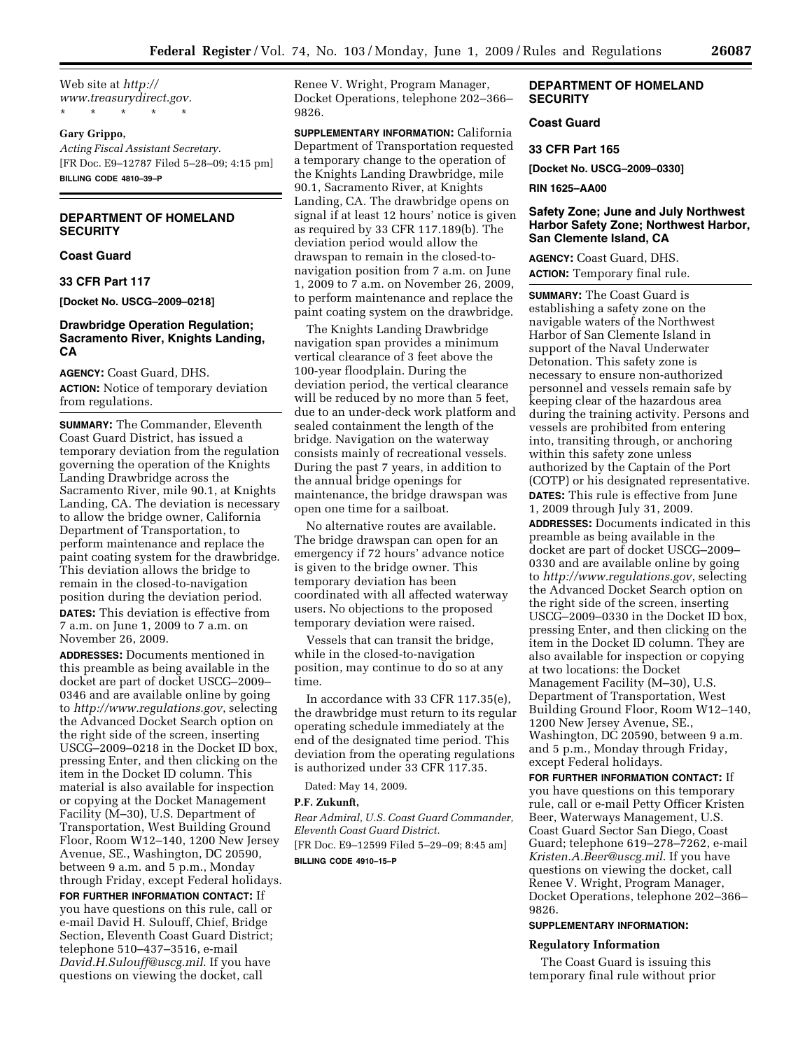Web site at *http://www.treasurydirect.gov.*

\* \* \* \* \*

**Gary Grippo,**

*Acting Fiscal Assistant Secretary.*

[FR Doc. E9–12787 Filed 5–28–09; 4:15 pm]

**BILLING CODE 4810–39–P**

## DEPARTMENT OF HOMELAND SECURITY

### Coast Guard

### 33 CFR Part 117

**[Docket No. USCG–2009–0218]**

### Drawbridge Operation Regulation; Sacramento River, Knights Landing, CA

**AGENCY:** Coast Guard, DHS.

**ACTION:** Notice of temporary deviation from regulations.

**SUMMARY:** The Commander, Eleventh Coast Guard District, has issued a temporary deviation from the regulation governing the operation of the Knights Landing Drawbridge across the Sacramento River, mile 90.1, at Knights Landing, CA. The deviation is necessary to allow the bridge owner, California Department of Transportation, to perform maintenance and replace the paint coating system for the drawbridge. This deviation allows the bridge to remain in the closed-to-navigation position during the deviation period.

**DATES:** This deviation is effective from 7 a.m. on June 1, 2009 to 7 a.m. on November 26, 2009.

**ADDRESSES:** Documents mentioned in this preamble as being available in the docket are part of docket USCG–2009–0346 and are available online by going to *http://www.regulations.gov*, selecting the Advanced Docket Search option on the right side of the screen, inserting USCG–2009–0218 in the Docket ID box, pressing Enter, and then clicking on the item in the Docket ID column. This material is also available for inspection or copying at the Docket Management Facility (M–30), U.S. Department of Transportation, West Building Ground Floor, Room W12–140, 1200 New Jersey Avenue, SE., Washington, DC 20590, between 9 a.m. and 5 p.m., Monday through Friday, except Federal holidays.

**FOR FURTHER INFORMATION CONTACT:** If you have questions on this rule, call or e-mail David H. Sulouff, Chief, Bridge Section, Eleventh Coast Guard District; telephone 510–437–3516, e-mail *David.H.Sulouff@uscg.mil*. If you have questions on viewing the docket, call Renee V. Wright, Program Manager, Docket Operations, telephone 202–366–9826.

**SUPPLEMENTARY INFORMATION:** California Department of Transportation requested a temporary change to the operation of the Knights Landing Drawbridge, mile 90.1, Sacramento River, at Knights Landing, CA. The drawbridge opens on signal if at least 12 hours' notice is given as required by 33 CFR 117.189(b). The deviation period would allow the drawspan to remain in the closed-to-navigation position from 7 a.m. on June 1, 2009 to 7 a.m. on November 26, 2009, to perform maintenance and replace the paint coating system on the drawbridge.

The Knights Landing Drawbridge navigation span provides a minimum vertical clearance of 3 feet above the 100-year floodplain. During the deviation period, the vertical clearance will be reduced by no more than 5 feet, due to an under-deck work platform and sealed containment the length of the bridge. Navigation on the waterway consists mainly of recreational vessels. During the past 7 years, in addition to the annual bridge openings for maintenance, the bridge drawspan was open one time for a sailboat.

No alternative routes are available. The bridge drawspan can open for an emergency if 72 hours' advance notice is given to the bridge owner. This temporary deviation has been coordinated with all affected waterway users. No objections to the proposed temporary deviation were raised.

Vessels that can transit the bridge, while in the closed-to-navigation position, may continue to do so at any time.

In accordance with 33 CFR 117.35(e), the drawbridge must return to its regular operating schedule immediately at the end of the designated time period. This deviation from the operating regulations is authorized under 33 CFR 117.35.

Dated: May 14, 2009.

**P.F. Zukunft,**

*Rear Admiral, U.S. Coast Guard Commander, Eleventh Coast Guard District.*

[FR Doc. E9–12599 Filed 5–29–09; 8:45 am]

**BILLING CODE 4910–15–P**

## DEPARTMENT OF HOMELAND SECURITY

### Coast Guard

### 33 CFR Part 165

**[Docket No. USCG–2009–0330]**

**RIN 1625–AA00**

### Safety Zone; June and July Northwest Harbor Safety Zone; Northwest Harbor, San Clemente Island, CA

**AGENCY:** Coast Guard, DHS.

**ACTION:** Temporary final rule.

**SUMMARY:** The Coast Guard is establishing a safety zone on the navigable waters of the Northwest Harbor of San Clemente Island in support of the Naval Underwater Detonation. This safety zone is necessary to ensure non-authorized personnel and vessels remain safe by keeping clear of the hazardous area during the training activity. Persons and vessels are prohibited from entering into, transiting through, or anchoring within this safety zone unless authorized by the Captain of the Port (COTP) or his designated representative.

**DATES:** This rule is effective from June 1, 2009 through July 31, 2009.

**ADDRESSES:** Documents indicated in this preamble as being available in the docket are part of docket USCG–2009–0330 and are available online by going to *http://www.regulations.gov*, selecting the Advanced Docket Search option on the right side of the screen, inserting USCG–2009–0330 in the Docket ID box, pressing Enter, and then clicking on the item in the Docket ID column. They are also available for inspection or copying at two locations: the Docket Management Facility (M–30), U.S. Department of Transportation, West Building Ground Floor, Room W12–140, 1200 New Jersey Avenue, SE., Washington, DC 20590, between 9 a.m. and 5 p.m., Monday through Friday, except Federal holidays.

**FOR FURTHER INFORMATION CONTACT:** If you have questions on this temporary rule, call or e-mail Petty Officer Kristen Beer, Waterways Management, U.S. Coast Guard Sector San Diego, Coast Guard; telephone 619–278–7262, e-mail *Kristen.A.Beer@uscg.mil*. If you have questions on viewing the docket, call Renee V. Wright, Program Manager, Docket Operations, telephone 202–366–9826.

**SUPPLEMENTARY INFORMATION:**

#### Regulatory Information

The Coast Guard is issuing this temporary final rule without prior